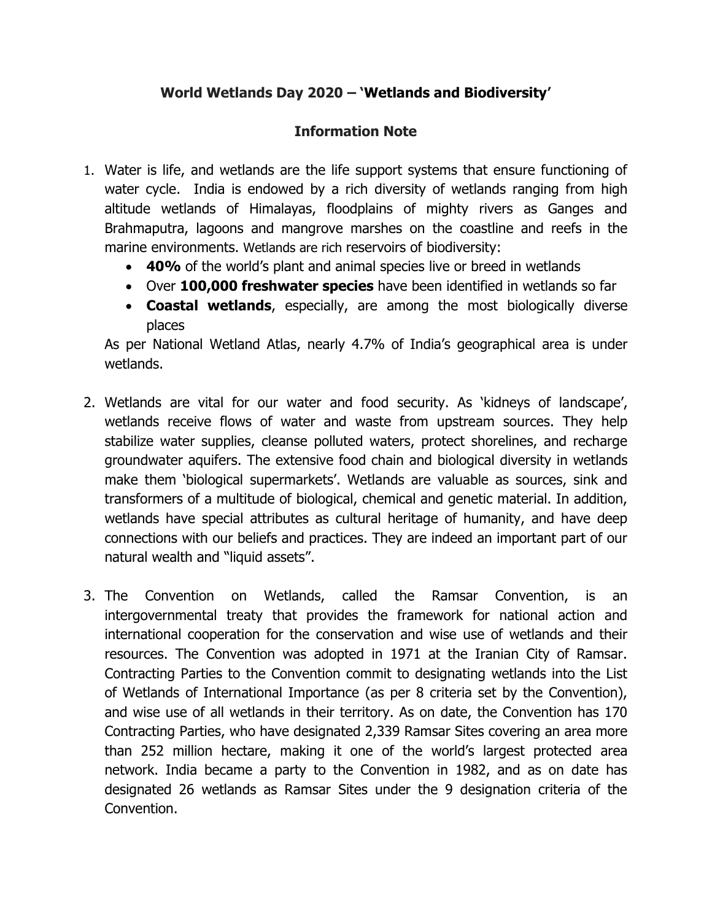**World Wetlands Day 2020 – 'Wetlands and Biodiversity'**

**Information Note**

1. Water is life, and wetlands are the life support systems that ensure functioning of water cycle. India is endowed by a rich diversity of wetlands ranging from high altitude wetlands of Himalayas, floodplains of mighty rivers as Ganges and Brahmaputra, lagoons and mangrove marshes on the coastline and reefs in the marine environments. Wetlands are rich reservoirs of biodiversity:
   - **40%** of the world's plant and animal species live or breed in wetlands
   - Over **100,000 freshwater species** have been identified in wetlands so far
   - **Coastal wetlands**, especially, are among the most biologically diverse places

   As per National Wetland Atlas, nearly 4.7% of India's geographical area is under wetlands.

2. Wetlands are vital for our water and food security. As 'kidneys of landscape', wetlands receive flows of water and waste from upstream sources. They help stabilize water supplies, cleanse polluted waters, protect shorelines, and recharge groundwater aquifers. The extensive food chain and biological diversity in wetlands make them 'biological supermarkets'. Wetlands are valuable as sources, sink and transformers of a multitude of biological, chemical and genetic material. In addition, wetlands have special attributes as cultural heritage of humanity, and have deep connections with our beliefs and practices. They are indeed an important part of our natural wealth and "liquid assets".

3. The Convention on Wetlands, called the Ramsar Convention, is an intergovernmental treaty that provides the framework for national action and international cooperation for the conservation and wise use of wetlands and their resources. The Convention was adopted in 1971 at the Iranian City of Ramsar. Contracting Parties to the Convention commit to designating wetlands into the List of Wetlands of International Importance (as per 8 criteria set by the Convention), and wise use of all wetlands in their territory. As on date, the Convention has 170 Contracting Parties, who have designated 2,339 Ramsar Sites covering an area more than 252 million hectare, making it one of the world's largest protected area network. India became a party to the Convention in 1982, and as on date has designated 26 wetlands as Ramsar Sites under the 9 designation criteria of the Convention.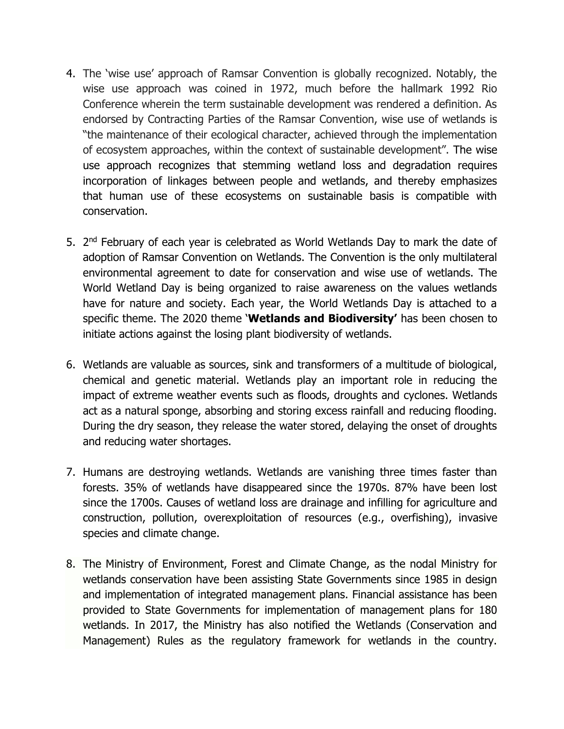4. The 'wise use' approach of Ramsar Convention is globally recognized. Notably, the wise use approach was coined in 1972, much before the hallmark 1992 Rio Conference wherein the term sustainable development was rendered a definition. As endorsed by Contracting Parties of the Ramsar Convention, wise use of wetlands is "the maintenance of their ecological character, achieved through the implementation of ecosystem approaches, within the context of sustainable development". The wise use approach recognizes that stemming wetland loss and degradation requires incorporation of linkages between people and wetlands, and thereby emphasizes that human use of these ecosystems on sustainable basis is compatible with conservation.

5. 2nd February of each year is celebrated as World Wetlands Day to mark the date of adoption of Ramsar Convention on Wetlands. The Convention is the only multilateral environmental agreement to date for conservation and wise use of wetlands. The World Wetland Day is being organized to raise awareness on the values wetlands have for nature and society. Each year, the World Wetlands Day is attached to a specific theme. The 2020 theme '**Wetlands and Biodiversity'** has been chosen to initiate actions against the losing plant biodiversity of wetlands.

6. Wetlands are valuable as sources, sink and transformers of a multitude of biological, chemical and genetic material. Wetlands play an important role in reducing the impact of extreme weather events such as floods, droughts and cyclones. Wetlands act as a natural sponge, absorbing and storing excess rainfall and reducing flooding. During the dry season, they release the water stored, delaying the onset of droughts and reducing water shortages.

7. Humans are destroying wetlands. Wetlands are vanishing three times faster than forests. 35% of wetlands have disappeared since the 1970s. 87% have been lost since the 1700s. Causes of wetland loss are drainage and infilling for agriculture and construction, pollution, overexploitation of resources (e.g., overfishing), invasive species and climate change.

8. The Ministry of Environment, Forest and Climate Change, as the nodal Ministry for wetlands conservation have been assisting State Governments since 1985 in design and implementation of integrated management plans. Financial assistance has been provided to State Governments for implementation of management plans for 180 wetlands. In 2017, the Ministry has also notified the Wetlands (Conservation and Management) Rules as the regulatory framework for wetlands in the country.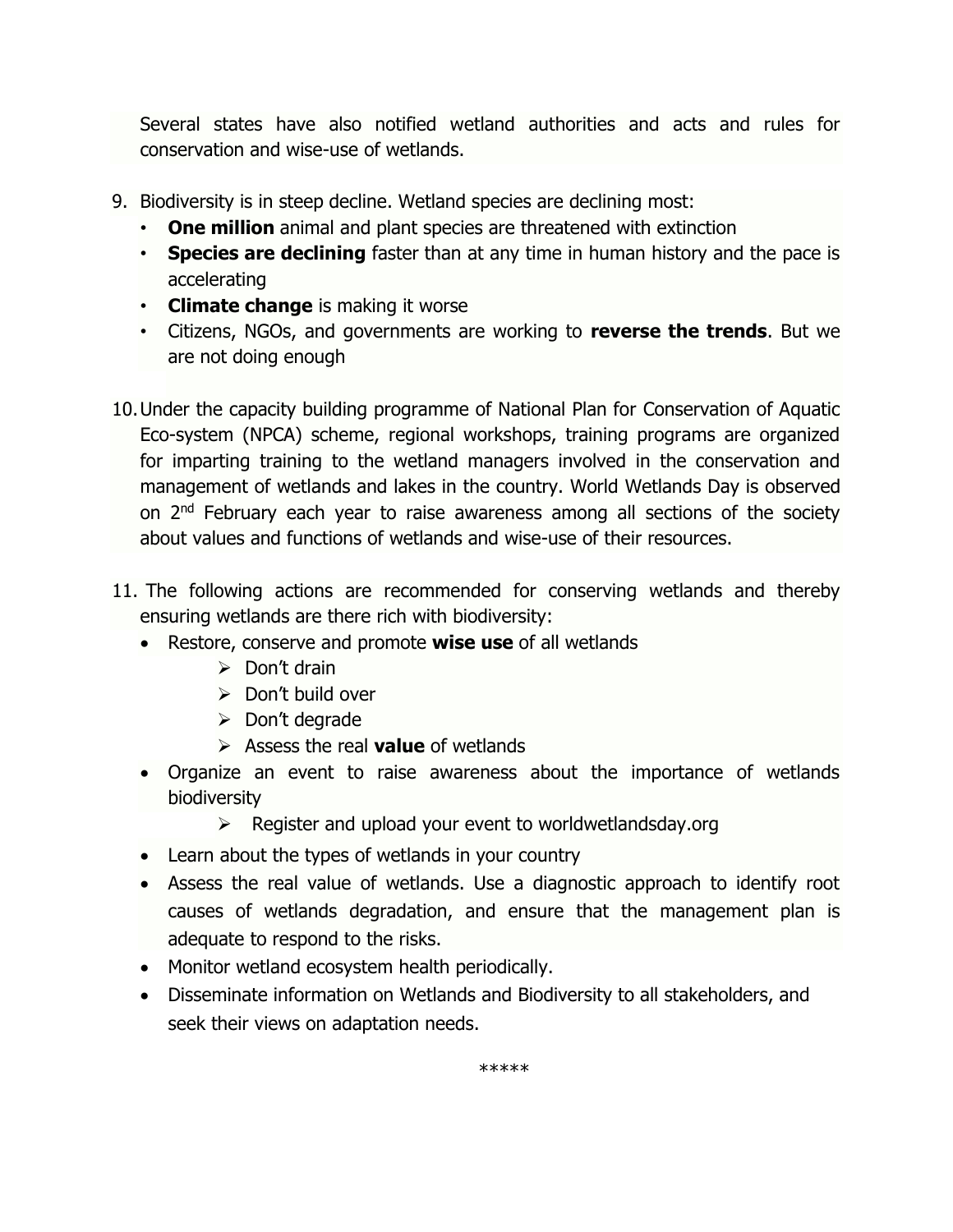Several states have also notified wetland authorities and acts and rules for conservation and wise-use of wetlands.

9. Biodiversity is in steep decline. Wetland species are declining most:
   - **One million** animal and plant species are threatened with extinction
   - **Species are declining** faster than at any time in human history and the pace is accelerating
   - **Climate change** is making it worse
   - Citizens, NGOs, and governments are working to **reverse the trends**. But we are not doing enough

10. Under the capacity building programme of National Plan for Conservation of Aquatic Eco-system (NPCA) scheme, regional workshops, training programs are organized for imparting training to the wetland managers involved in the conservation and management of wetlands and lakes in the country. World Wetlands Day is observed on 2nd February each year to raise awareness among all sections of the society about values and functions of wetlands and wise-use of their resources.

11. The following actions are recommended for conserving wetlands and thereby ensuring wetlands are there rich with biodiversity:
    - Restore, conserve and promote **wise use** of all wetlands
      - Don't drain
      - Don't build over
      - Don't degrade
      - Assess the real **value** of wetlands
    - Organize an event to raise awareness about the importance of wetlands biodiversity
      - Register and upload your event to worldwetlandsday.org
    - Learn about the types of wetlands in your country
    - Assess the real value of wetlands. Use a diagnostic approach to identify root causes of wetlands degradation, and ensure that the management plan is adequate to respond to the risks.
    - Monitor wetland ecosystem health periodically.
    - Disseminate information on Wetlands and Biodiversity to all stakeholders, and seek their views on adaptation needs.

*****